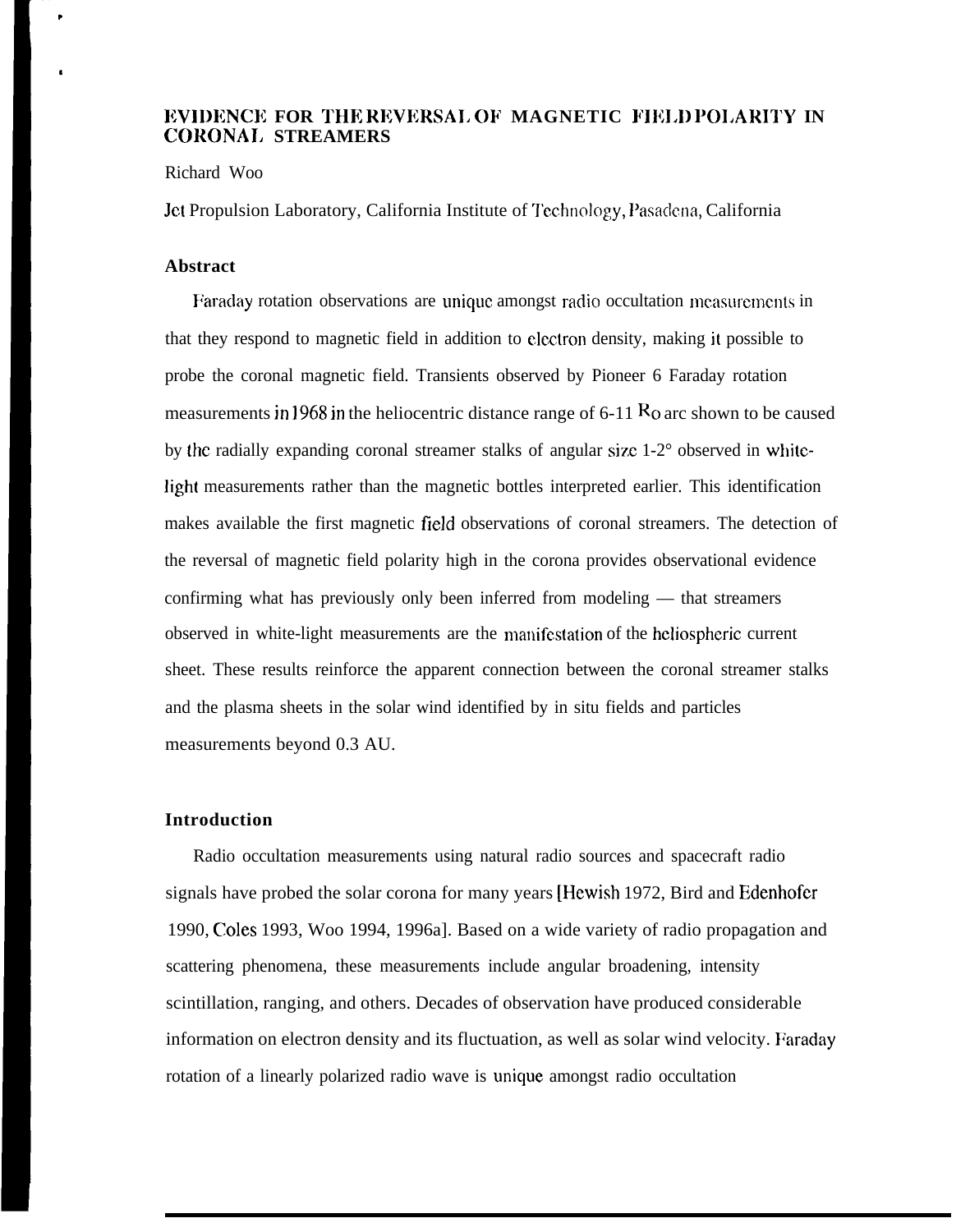# EVIDENCE FOR THE REVERSAL OF MAGNETIC FIELD POLARITY IN CORONAL STREAMERS

Richard Woo

Jet Propulsion Laboratory, California Institute of Technology, Pasadena, California

## Abstract

Faraday rotation observations are unique amongst radio occultation measurements in that they respond to magnetic field in addition to electron density, making it possible to probe the coronal magnetic field. Transients observed by Pioneer 6 Faraday rotation measurements in 1968 in the heliocentric distance range of 6-11 $R_O$ are shown to be caused by the radially expanding coronal streamer stalks of angular size 1-2° observed in white-light measurements rather than the magnetic bottles interpreted earlier. This identification makes available the first magnetic field observations of coronal streamers. The detection of the reversal of magnetic field polarity high in the corona provides observational evidence confirming what has previously only been inferred from modeling — that streamers observed in white-light measurements are the manifestation of the heliospheric current sheet. These results reinforce the apparent connection between the coronal streamer stalks and the plasma sheets in the solar wind identified by in situ fields and particles measurements beyond 0.3 AU.

## Introduction

Radio occultation measurements using natural radio sources and spacecraft radio signals have probed the solar corona for many years [Hewish 1972, Bird and Edenhofer 1990, Coles 1993, Woo 1994, 1996a]. Based on a wide variety of radio propagation and scattering phenomena, these measurements include angular broadening, intensity scintillation, ranging, and others. Decades of observation have produced considerable information on electron density and its fluctuation, as well as solar wind velocity. Faraday rotation of a linearly polarized radio wave is unique amongst radio occultation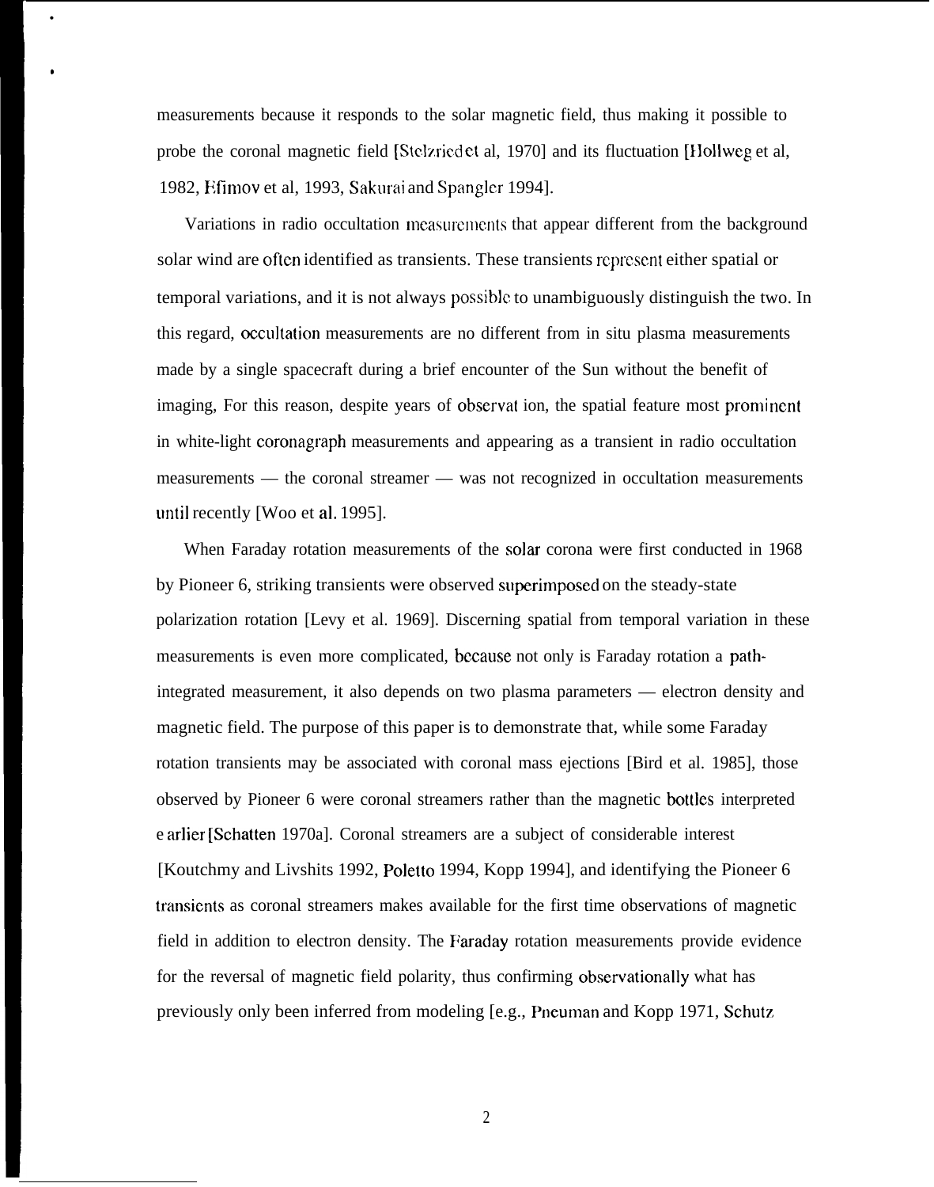measurements because it responds to the solar magnetic field, thus making it possible to probe the coronal magnetic field [Stelzried et al, 1970] and its fluctuation [Hollweg et al, 1982, Efimov et al, 1993, Sakurai and Spangler 1994].

Variations in radio occultation measurements that appear different from the background solar wind are often identified as transients. These transients represent either spatial or temporal variations, and it is not always possible to unambiguously distinguish the two. In this regard, occultation measurements are no different from in situ plasma measurements made by a single spacecraft during a brief encounter of the Sun without the benefit of imaging, For this reason, despite years of observat ion, the spatial feature most prominent in white-light coronagraph measurements and appearing as a transient in radio occultation measurements — the coronal streamer — was not recognized in occultation measurements until recently [Woo et al. 1995].

When Faraday rotation measurements of the solar corona were first conducted in 1968 by Pioneer 6, striking transients were observed superimposed on the steady-state polarization rotation [Levy et al. 1969]. Discerning spatial from temporal variation in these measurements is even more complicated, because not only is Faraday rotation a path-integrated measurement, it also depends on two plasma parameters — electron density and magnetic field. The purpose of this paper is to demonstrate that, while some Faraday rotation transients may be associated with coronal mass ejections [Bird et al. 1985], those observed by Pioneer 6 were coronal streamers rather than the magnetic bottles interpreted e arlier [Schatten 1970a]. Coronal streamers are a subject of considerable interest [Koutchmy and Livshits 1992, Poletto 1994, Kopp 1994], and identifying the Pioneer 6 transients as coronal streamers makes available for the first time observations of magnetic field in addition to electron density. The Faraday rotation measurements provide evidence for the reversal of magnetic field polarity, thus confirming observationally what has previously only been inferred from modeling [e.g., Pneuman and Kopp 1971, Schutz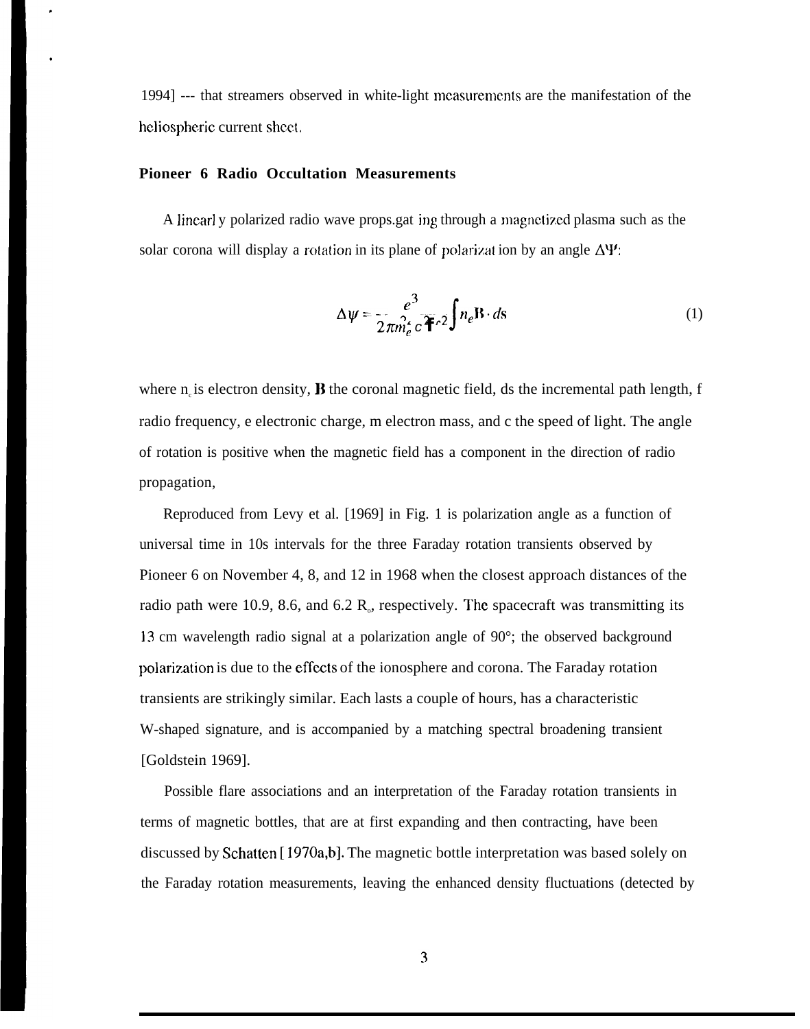1994] --- that streamers observed in white-light measurements are the manifestation of the heliospheric current sheet.

### Pioneer 6 Radio Occultation Measurements

A linearly polarized radio wave propagating through a magnetized plasma such as the solar corona will display a rotation in its plane of polarization by an angle $\Delta\Psi$:

$$\Delta\psi = \frac{e^3}{2\pi m_e^2 c^2 f^2} \int n_e \mathbf{B} \cdot ds \tag{1}$$

where $n_e$ is electron density, **B** the coronal magnetic field, ds the incremental path length, f radio frequency, e electronic charge, m electron mass, and c the speed of light. The angle of rotation is positive when the magnetic field has a component in the direction of radio propagation,

Reproduced from Levy et al. [1969] in Fig. 1 is polarization angle as a function of universal time in 10s intervals for the three Faraday rotation transients observed by Pioneer 6 on November 4, 8, and 12 in 1968 when the closest approach distances of the radio path were 10.9, 8.6, and 6.2 $R_o$, respectively. The spacecraft was transmitting its 13 cm wavelength radio signal at a polarization angle of 90°; the observed background polarization is due to the effects of the ionosphere and corona. The Faraday rotation transients are strikingly similar. Each lasts a couple of hours, has a characteristic W-shaped signature, and is accompanied by a matching spectral broadening transient [Goldstein 1969].

Possible flare associations and an interpretation of the Faraday rotation transients in terms of magnetic bottles, that are at first expanding and then contracting, have been discussed by Schatten [1970a,b]. The magnetic bottle interpretation was based solely on the Faraday rotation measurements, leaving the enhanced density fluctuations (detected by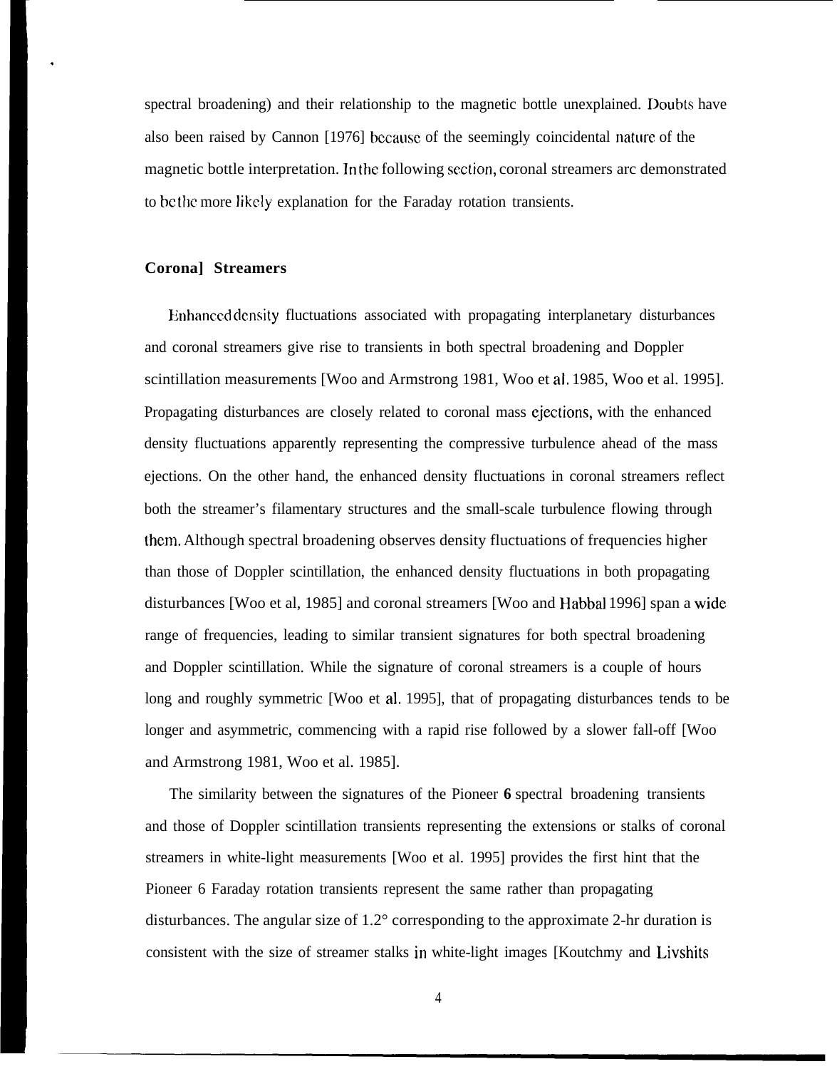spectral broadening) and their relationship to the magnetic bottle unexplained. Doubts have also been raised by Cannon [1976] because of the seemingly coincidental nature of the magnetic bottle interpretation. In the following section, coronal streamers arc demonstrated to be the more likely explanation for the Faraday rotation transients.

## Corona] Streamers

Enhanced density fluctuations associated with propagating interplanetary disturbances and coronal streamers give rise to transients in both spectral broadening and Doppler scintillation measurements [Woo and Armstrong 1981, Woo et al. 1985, Woo et al. 1995]. Propagating disturbances are closely related to coronal mass ejections, with the enhanced density fluctuations apparently representing the compressive turbulence ahead of the mass ejections. On the other hand, the enhanced density fluctuations in coronal streamers reflect both the streamer's filamentary structures and the small-scale turbulence flowing through them. Although spectral broadening observes density fluctuations of frequencies higher than those of Doppler scintillation, the enhanced density fluctuations in both propagating disturbances [Woo et al, 1985] and coronal streamers [Woo and Habbal 1996] span a wide range of frequencies, leading to similar transient signatures for both spectral broadening and Doppler scintillation. While the signature of coronal streamers is a couple of hours long and roughly symmetric [Woo et al. 1995], that of propagating disturbances tends to be longer and asymmetric, commencing with a rapid rise followed by a slower fall-off [Woo and Armstrong 1981, Woo et al. 1985].

The similarity between the signatures of the Pioneer **6** spectral broadening transients and those of Doppler scintillation transients representing the extensions or stalks of coronal streamers in white-light measurements [Woo et al. 1995] provides the first hint that the Pioneer 6 Faraday rotation transients represent the same rather than propagating disturbances. The angular size of 1.2° corresponding to the approximate 2-hr duration is consistent with the size of streamer stalks in white-light images [Koutchmy and Livshits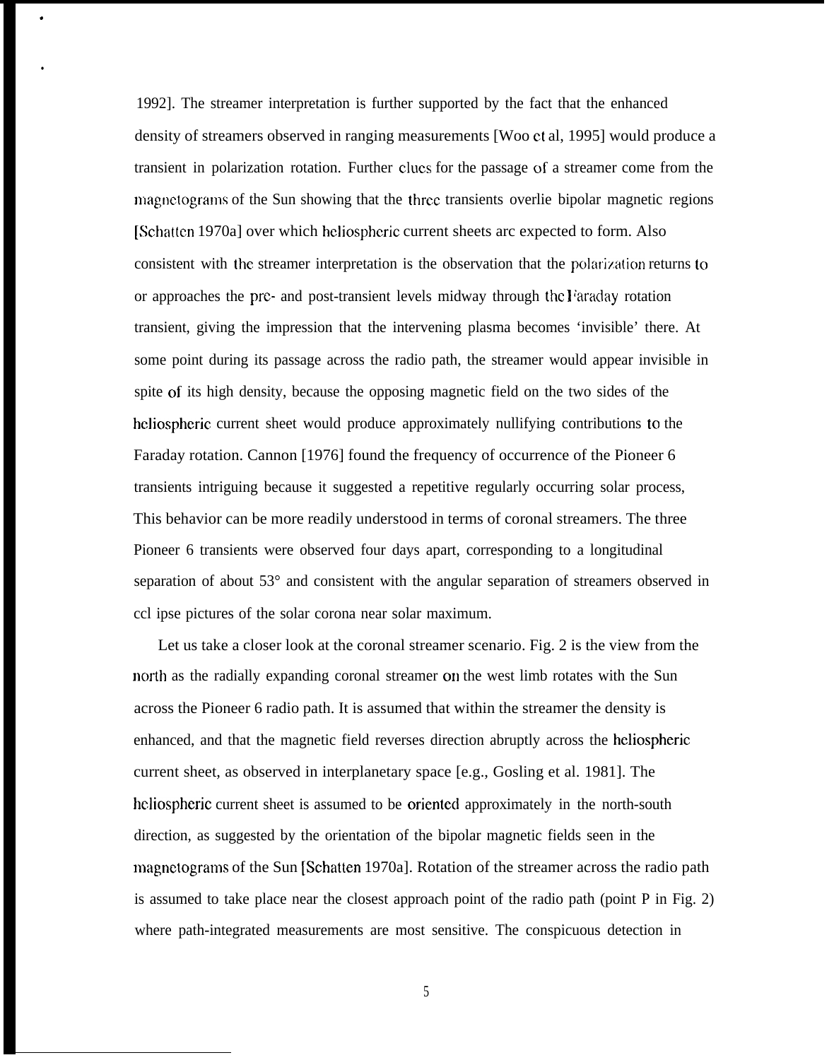1992]. The streamer interpretation is further supported by the fact that the enhanced density of streamers observed in ranging measurements [Woo et al, 1995] would produce a transient in polarization rotation. Further clues for the passage of a streamer come from the magnetograms of the Sun showing that the three transients overlie bipolar magnetic regions [Schatten 1970a] over which heliospheric current sheets are expected to form. Also consistent with the streamer interpretation is the observation that the polarization returns to or approaches the pre- and post-transient levels midway through the Faraday rotation transient, giving the impression that the intervening plasma becomes 'invisible' there. At some point during its passage across the radio path, the streamer would appear invisible in spite of its high density, because the opposing magnetic field on the two sides of the heliospheric current sheet would produce approximately nullifying contributions to the Faraday rotation. Cannon [1976] found the frequency of occurrence of the Pioneer 6 transients intriguing because it suggested a repetitive regularly occurring solar process, This behavior can be more readily understood in terms of coronal streamers. The three Pioneer 6 transients were observed four days apart, corresponding to a longitudinal separation of about 53° and consistent with the angular separation of streamers observed in eclipse pictures of the solar corona near solar maximum.

Let us take a closer look at the coronal streamer scenario. Fig. 2 is the view from the north as the radially expanding coronal streamer on the west limb rotates with the Sun across the Pioneer 6 radio path. It is assumed that within the streamer the density is enhanced, and that the magnetic field reverses direction abruptly across the heliospheric current sheet, as observed in interplanetary space [e.g., Gosling et al. 1981]. The heliospheric current sheet is assumed to be oriented approximately in the north-south direction, as suggested by the orientation of the bipolar magnetic fields seen in the magnetograms of the Sun [Schatten 1970a]. Rotation of the streamer across the radio path is assumed to take place near the closest approach point of the radio path (point P in Fig. 2) where path-integrated measurements are most sensitive. The conspicuous detection in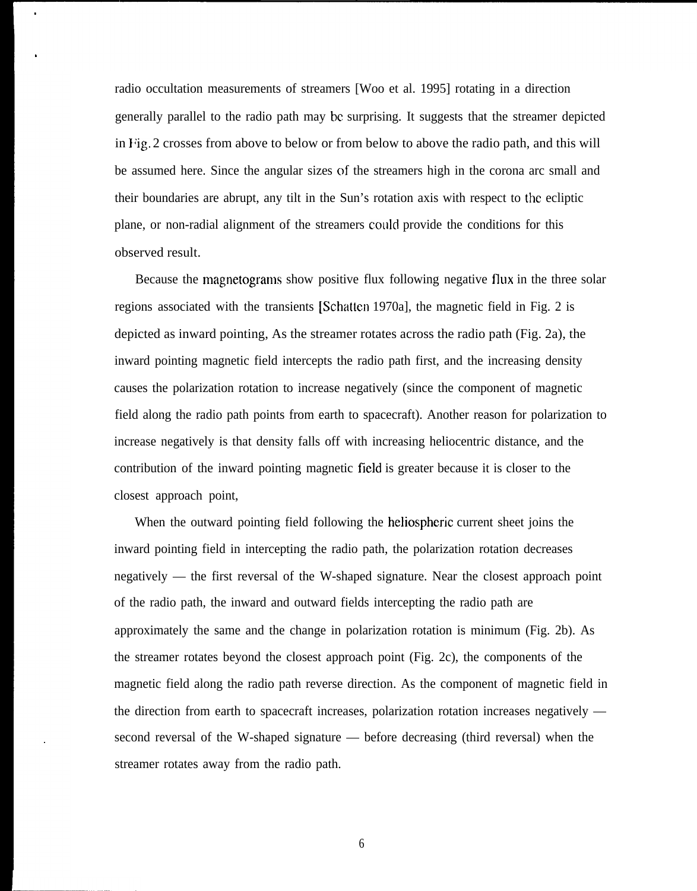radio occultation measurements of streamers [Woo et al. 1995] rotating in a direction generally parallel to the radio path may bc surprising. It suggests that the streamer depicted in Fig. 2 crosses from above to below or from below to above the radio path, and this will be assumed here. Since the angular sizes of the streamers high in the corona arc small and their boundaries are abrupt, any tilt in the Sun's rotation axis with respect to the ecliptic plane, or non-radial alignment of the streamers could provide the conditions for this observed result.

Because the magnetograms show positive flux following negative flux in the three solar regions associated with the transients [Schatten 1970a], the magnetic field in Fig. 2 is depicted as inward pointing, As the streamer rotates across the radio path (Fig. 2a), the inward pointing magnetic field intercepts the radio path first, and the increasing density causes the polarization rotation to increase negatively (since the component of magnetic field along the radio path points from earth to spacecraft). Another reason for polarization to increase negatively is that density falls off with increasing heliocentric distance, and the contribution of the inward pointing magnetic field is greater because it is closer to the closest approach point,

When the outward pointing field following the heliospheric current sheet joins the inward pointing field in intercepting the radio path, the polarization rotation decreases negatively — the first reversal of the W-shaped signature. Near the closest approach point of the radio path, the inward and outward fields intercepting the radio path are approximately the same and the change in polarization rotation is minimum (Fig. 2b). As the streamer rotates beyond the closest approach point (Fig. 2c), the components of the magnetic field along the radio path reverse direction. As the component of magnetic field in the direction from earth to spacecraft increases, polarization rotation increases negatively — second reversal of the W-shaped signature — before decreasing (third reversal) when the streamer rotates away from the radio path.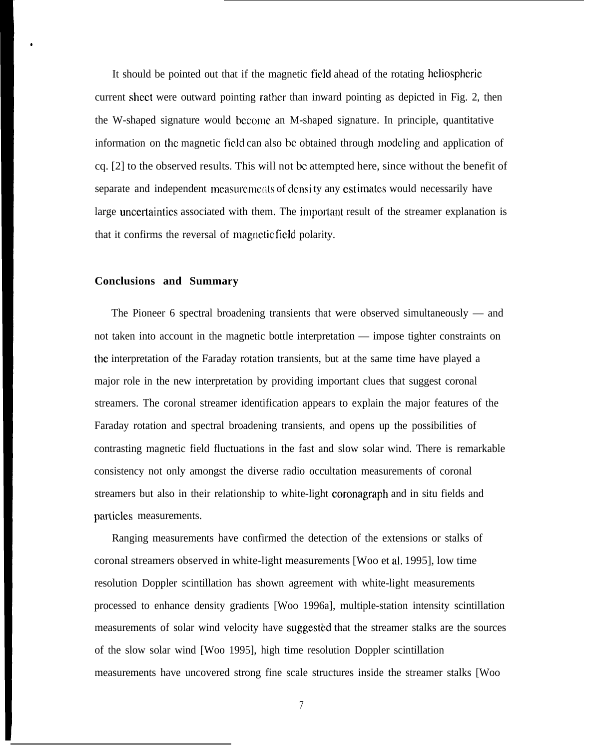It should be pointed out that if the magnetic field ahead of the rotating heliospheric current sheet were outward pointing rather than inward pointing as depicted in Fig. 2, then the W-shaped signature would become an M-shaped signature. In principle, quantitative information on the magnetic field can also be obtained through modeling and application of eq. [2] to the observed results. This will not be attempted here, since without the benefit of separate and independent measurements of density any estimates would necessarily have large uncertainties associated with them. The important result of the streamer explanation is that it confirms the reversal of magnetic field polarity.

## Conclusions and Summary

The Pioneer 6 spectral broadening transients that were observed simultaneously — and not taken into account in the magnetic bottle interpretation — impose tighter constraints on the interpretation of the Faraday rotation transients, but at the same time have played a major role in the new interpretation by providing important clues that suggest coronal streamers. The coronal streamer identification appears to explain the major features of the Faraday rotation and spectral broadening transients, and opens up the possibilities of contrasting magnetic field fluctuations in the fast and slow solar wind. There is remarkable consistency not only amongst the diverse radio occultation measurements of coronal streamers but also in their relationship to white-light coronagraph and in situ fields and particles measurements.

Ranging measurements have confirmed the detection of the extensions or stalks of coronal streamers observed in white-light measurements [Woo et al. 1995], low time resolution Doppler scintillation has shown agreement with white-light measurements processed to enhance density gradients [Woo 1996a], multiple-station intensity scintillation measurements of solar wind velocity have suggested that the streamer stalks are the sources of the slow solar wind [Woo 1995], high time resolution Doppler scintillation measurements have uncovered strong fine scale structures inside the streamer stalks [Woo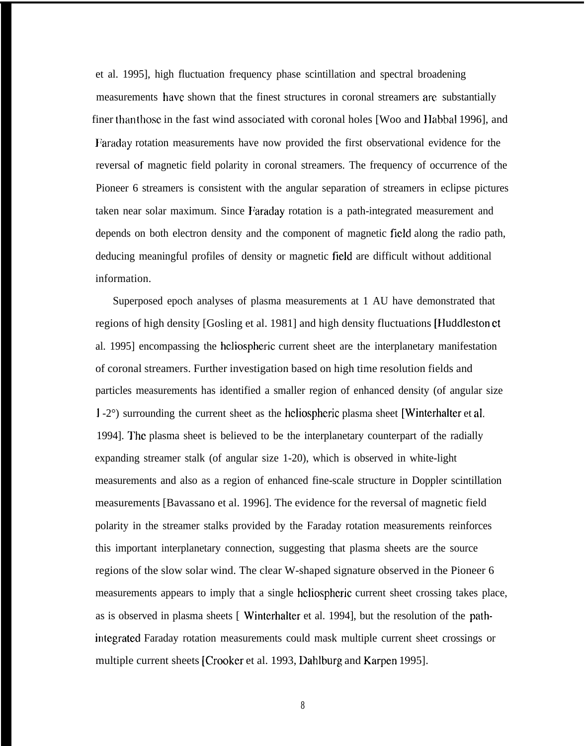et al. 1995], high fluctuation frequency phase scintillation and spectral broadening measurements have shown that the finest structures in coronal streamers are substantially finer than those in the fast wind associated with coronal holes [Woo and Habbal 1996], and Faraday rotation measurements have now provided the first observational evidence for the reversal of magnetic field polarity in coronal streamers. The frequency of occurrence of the Pioneer 6 streamers is consistent with the angular separation of streamers in eclipse pictures taken near solar maximum. Since Faraday rotation is a path-integrated measurement and depends on both electron density and the component of magnetic field along the radio path, deducing meaningful profiles of density or magnetic field are difficult without additional information.

Superposed epoch analyses of plasma measurements at 1 AU have demonstrated that regions of high density [Gosling et al. 1981] and high density fluctuations [Huddleston et al. 1995] encompassing the heliospheric current sheet are the interplanetary manifestation of coronal streamers. Further investigation based on high time resolution fields and particles measurements has identified a smaller region of enhanced density (of angular size 1-2°) surrounding the current sheet as the heliospheric plasma sheet [Winterhalter et al. 1994]. The plasma sheet is believed to be the interplanetary counterpart of the radially expanding streamer stalk (of angular size 1-20), which is observed in white-light measurements and also as a region of enhanced fine-scale structure in Doppler scintillation measurements [Bavassano et al. 1996]. The evidence for the reversal of magnetic field polarity in the streamer stalks provided by the Faraday rotation measurements reinforces this important interplanetary connection, suggesting that plasma sheets are the source regions of the slow solar wind. The clear W-shaped signature observed in the Pioneer 6 measurements appears to imply that a single heliospheric current sheet crossing takes place, as is observed in plasma sheets [ Winterhalter et al. 1994], but the resolution of the path-integrated Faraday rotation measurements could mask multiple current sheet crossings or multiple current sheets [Crooker et al. 1993, Dahlburg and Karpen 1995].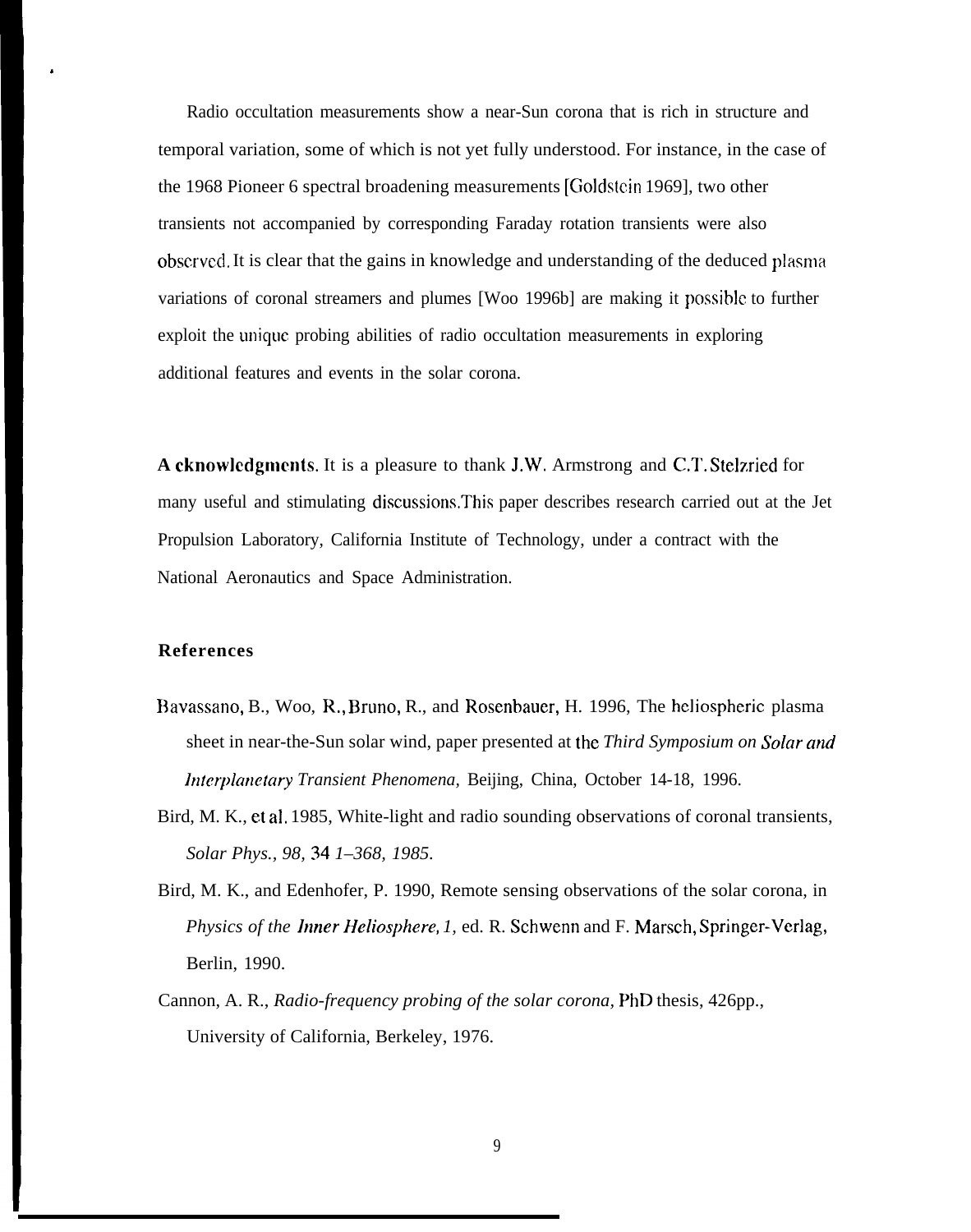Radio occultation measurements show a near-Sun corona that is rich in structure and temporal variation, some of which is not yet fully understood. For instance, in the case of the 1968 Pioneer 6 spectral broadening measurements [Goldstein 1969], two other transients not accompanied by corresponding Faraday rotation transients were also observed. It is clear that the gains in knowledge and understanding of the deduced plasma variations of coronal streamers and plumes [Woo 1996b] are making it possible to further exploit the unique probing abilities of radio occultation measurements in exploring additional features and events in the solar corona.

**Acknowledgments.** It is a pleasure to thank J.W. Armstrong and C.T. Stelzried for many useful and stimulating discussions. This paper describes research carried out at the Jet Propulsion Laboratory, California Institute of Technology, under a contract with the National Aeronautics and Space Administration.

## References

Bavassano, B., Woo, R., Bruno, R., and Rosenbauer, H. 1996, The heliospheric plasma sheet in near-the-Sun solar wind, paper presented at the *Third Symposium on Solar and Interplanetary Transient Phenomena,* Beijing, China, October 14-18, 1996.

Bird, M. K., et al. 1985, White-light and radio sounding observations of coronal transients, *Solar Phys., 98,* 34 *1–368, 1985.*

Bird, M. K., and Edenhofer, P. 1990, Remote sensing observations of the solar corona, in *Physics of the Inner Heliosphere, 1,* ed. R. Schwenn and F. Marsch, Springer-Verlag, Berlin, 1990.

Cannon, A. R., *Radio-frequency probing of the solar corona,* PhD thesis, 426pp., University of California, Berkeley, 1976.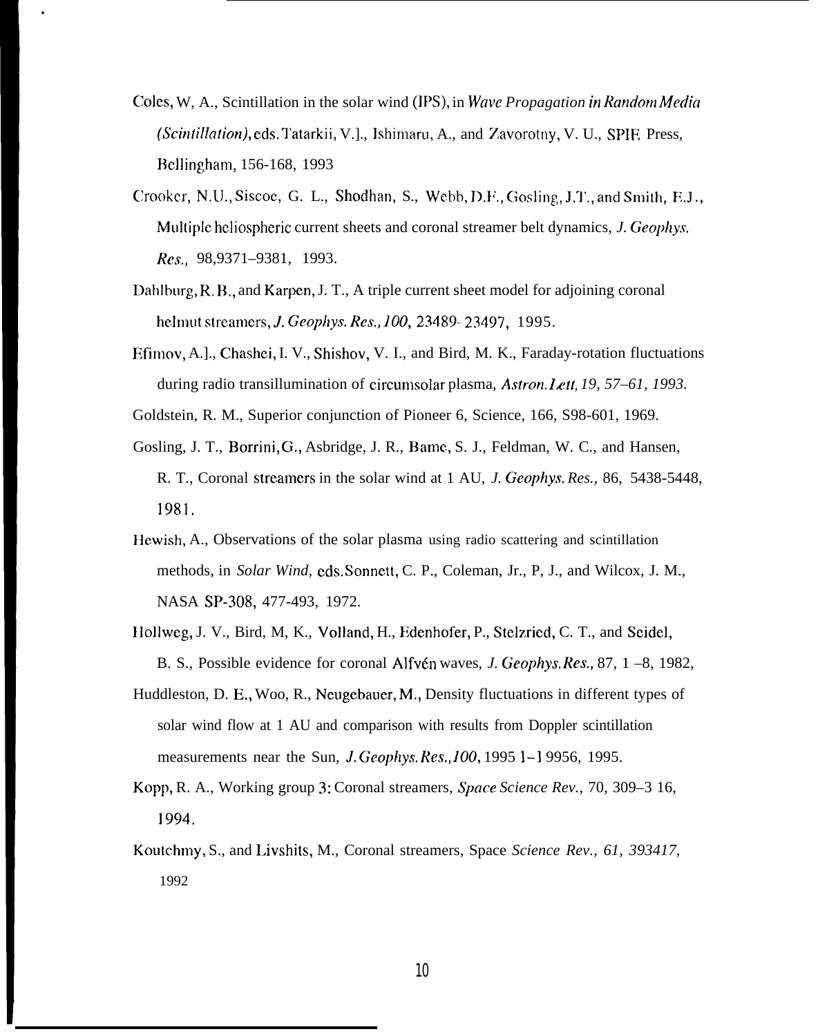Coles, W, A., Scintillation in the solar wind (IPS), in *Wave Propagation in Random Media (Scintillation)*, eds. Tatarkii, V.]., Ishimaru, A., and Zavorotny, V. U., SPIE Press, Bellingham, 156-168, 1993

Crooker, N.U., Siscoe, G. L., Shodhan, S., Webb, D.F., Gosling, J.T., and Smith, E.J., Multiple heliospheric current sheets and coronal streamer belt dynamics, *J. Geophys. Res.,* 98,9371–9381, 1993.

Dahlburg, R. B., and Karpen, J. T., A triple current sheet model for adjoining coronal helmut streamers, *J. Geophys. Res., 100*, 23489- 23497, 1995.

Efimov, A.]., Chashei, I. V., Shishov, V. I., and Bird, M. K., Faraday-rotation fluctuations during radio transillumination of circumsolar plasma, *Astron. Lett, 19, 57–61, 1993.*

Goldstein, R. M., Superior conjunction of Pioneer 6, Science, 166, S98-601, 1969.

Gosling, J. T., Borrini, G., Asbridge, J. R., Bame, S. J., Feldman, W. C., and Hansen, R. T., Coronal streamers in the solar wind at 1 AU, *J. Geophys. Res.,* 86, 5438-5448, 1981.

Hewish, A., Observations of the solar plasma using radio scattering and scintillation methods, in *Solar Wind,* eds. Sonnett, C. P., Coleman, Jr., P, J., and Wilcox, J. M., NASA SP-308, 477-493, 1972.

Hollweg, J. V., Bird, M, K., Volland, H., Edenhofer, P., Stelzried, C. T., and Seidel, B. S., Possible evidence for coronal Alfvén waves, *J. Geophys. Res.,* 87, 1 –8, 1982,

Huddleston, D. E., Woo, R., Neugebauer, M., Density fluctuations in different types of solar wind flow at 1 AU and comparison with results from Doppler scintillation measurements near the Sun, *J. Geophys. Res., 100*, 1995 1–1 9956, 1995.

Kopp, R. A., Working group 3: Coronal streamers, *Space Science Rev.,* 70, 309–3 16, 1994.

Koutchmy, S., and Livshits, M., Coronal streamers, Space *Science Rev., 61, 393417,* 1992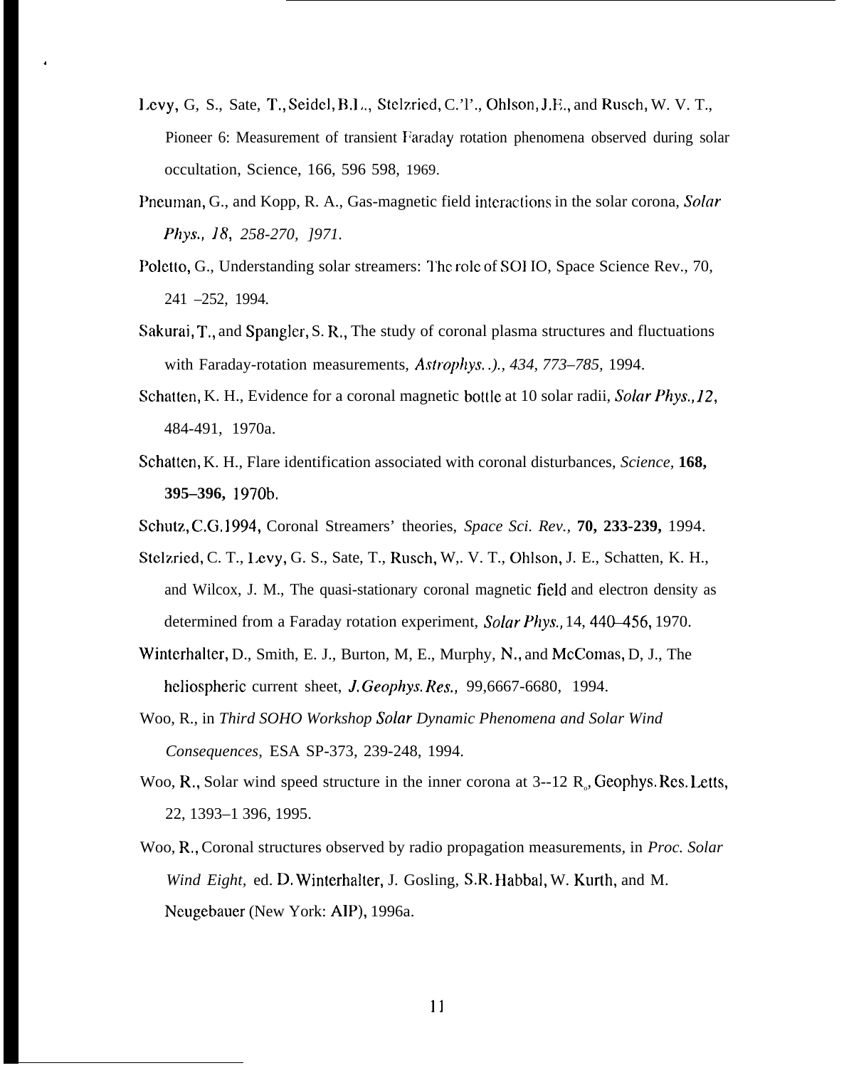Levy, G, S., Sate, T., Seidel, B.L., Stelzried, C.'l'., Ohlson, J.E., and Rusch, W. V. T., Pioneer 6: Measurement of transient Faraday rotation phenomena observed during solar occultation, Science, 166, 596 598, 1969.

Pneuman, G., and Kopp, R. A., Gas-magnetic field interactions in the solar corona, *Solar Phys., 18, 258-270, ]971.*

Poletto, G., Understanding solar streamers: The role of SOHO, Space Science Rev., 70, 241 –252, 1994.

Sakurai, T., and Spangler, S. R., The study of coronal plasma structures and fluctuations with Faraday-rotation measurements, *Astrophys. .)., 434, 773–785,* 1994.

Schatten, K. H., Evidence for a coronal magnetic bottle at 10 solar radii, *Solar Phys., 12,* 484-491, 1970a.

Schatten, K. H., Flare identification associated with coronal disturbances, *Science*, **168, 395–396,** 1970b.

Schutz, C.G.1994, Coronal Streamers' theories, *Space Sci. Rev.,* **70, 233-239,** 1994.

Stelzried, C. T., Levy, G. S., Sate, T., Rusch, W,. V. T., Ohlson, J. E., Schatten, K. H., and Wilcox, J. M., The quasi-stationary coronal magnetic field and electron density as determined from a Faraday rotation experiment, *Solar Phys.,* 14, 440–456, 1970.

Winterhalter, D., Smith, E. J., Burton, M, E., Murphy, N., and McComas, D, J., The heliospheric current sheet, *J. Geophys. Res.,* 99,6667-6680, 1994.

Woo, R., in *Third SOHO Workshop Solar Dynamic Phenomena and Solar Wind Consequences,* ESA SP-373, 239-248, 1994.

Woo, R., Solar wind speed structure in the inner corona at 3--12 $R_o$, Geophys. Res. Letts, 22, 1393–1 396, 1995.

Woo, R., Coronal structures observed by radio propagation measurements, in *Proc. Solar Wind Eight,* ed. D. Winterhalter, J. Gosling, S.R. Habbal, W. Kurth, and M. Neugebauer (New York: AIP), 1996a.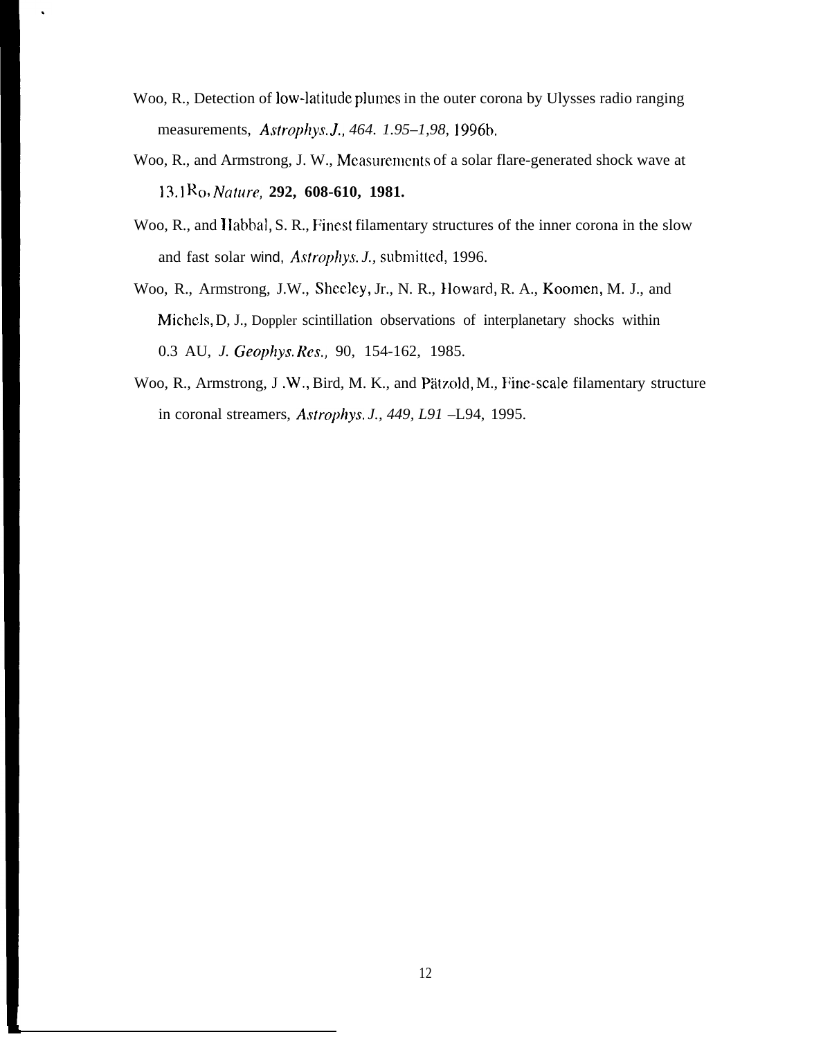Woo, R., Detection of low-latitude plumes in the outer corona by Ulysses radio ranging measurements, *Astrophys. J., 464. 1.95–1,98,* 1996b.

Woo, R., and Armstrong, J. W., Measurements of a solar flare-generated shock wave at 13.1R$_O$, *Nature,* **292, 608-610, 1981.**

Woo, R., and Habbal, S. R., Finest filamentary structures of the inner corona in the slow and fast solar wind, *Astrophys. J.,* submitted, 1996.

Woo, R., Armstrong, J.W., Sheeley, Jr., N. R., Howard, R. A., Koomen, M. J., and Michels, D, J., Doppler scintillation observations of interplanetary shocks within 0.3 AU, *J. Geophys. Res.,* 90, 154-162, 1985.

Woo, R., Armstrong, J .W., Bird, M. K., and Pätzold, M., Fine-scale filamentary structure in coronal streamers, *Astrophys. J., 449, L91* –L94, 1995.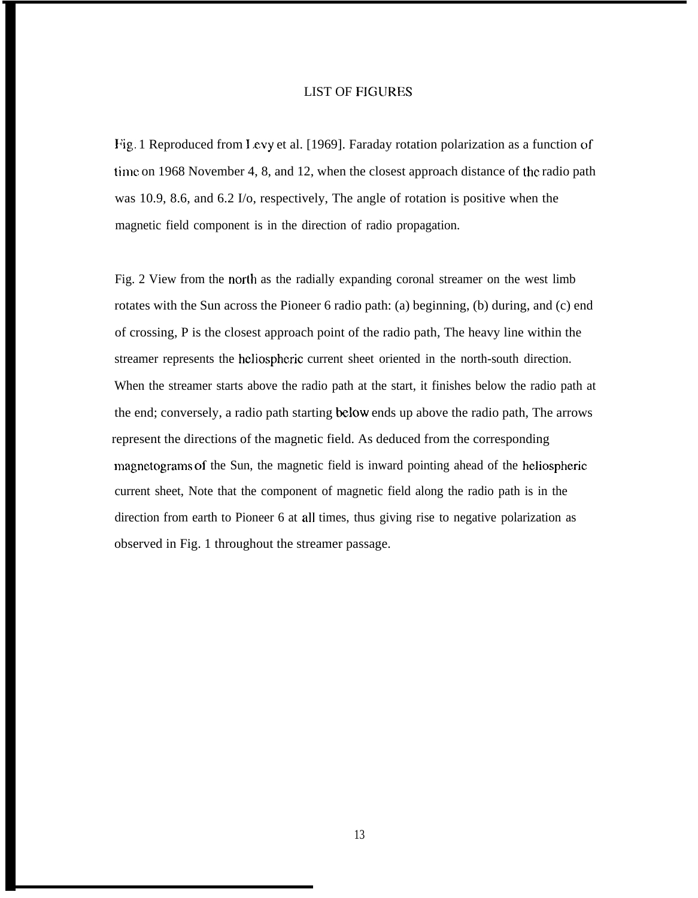LIST OF FIGURES

Fig. 1 Reproduced from Levy et al. [1969]. Faraday rotation polarization as a function of time on 1968 November 4, 8, and 12, when the closest approach distance of the radio path was 10.9, 8.6, and 6.2 I/o, respectively, The angle of rotation is positive when the magnetic field component is in the direction of radio propagation.

Fig. 2 View from the north as the radially expanding coronal streamer on the west limb rotates with the Sun across the Pioneer 6 radio path: (a) beginning, (b) during, and (c) end of crossing, P is the closest approach point of the radio path, The heavy line within the streamer represents the heliospheric current sheet oriented in the north-south direction. When the streamer starts above the radio path at the start, it finishes below the radio path at the end; conversely, a radio path starting below ends up above the radio path, The arrows represent the directions of the magnetic field. As deduced from the corresponding magnetograms of the Sun, the magnetic field is inward pointing ahead of the heliospheric current sheet, Note that the component of magnetic field along the radio path is in the direction from earth to Pioneer 6 at all times, thus giving rise to negative polarization as observed in Fig. 1 throughout the streamer passage.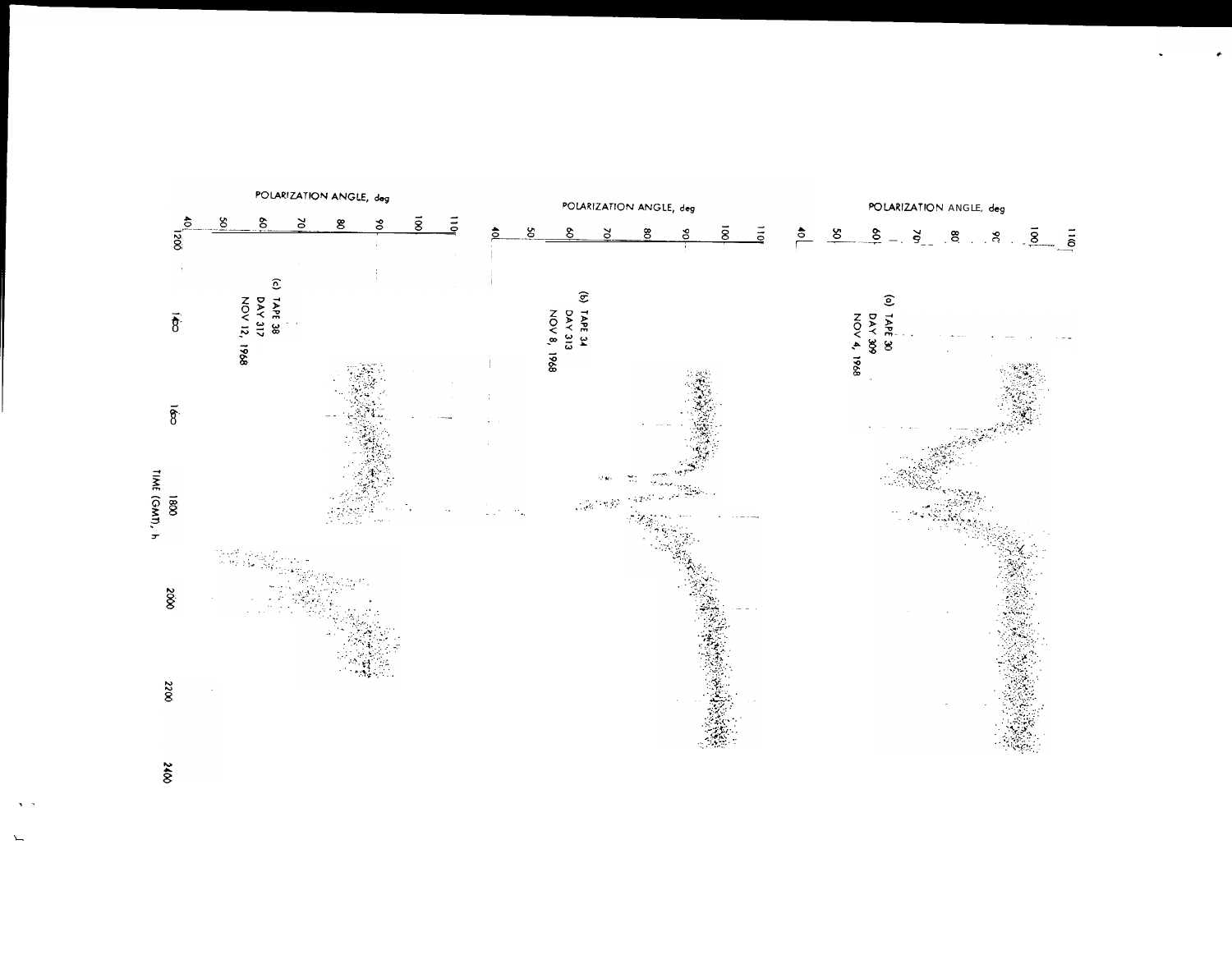POLARIZATION ANGLE, deg

(a) TAPE 30
DAY 309
NOV 4, 1968

POLARIZATION ANGLE, deg

(b) TAPE 34
DAY 313
NOV 8, 1968

POLARIZATION ANGLE, deg

(c) TAPE 38
DAY 317
NOV 12, 1968

TIME (GMT), h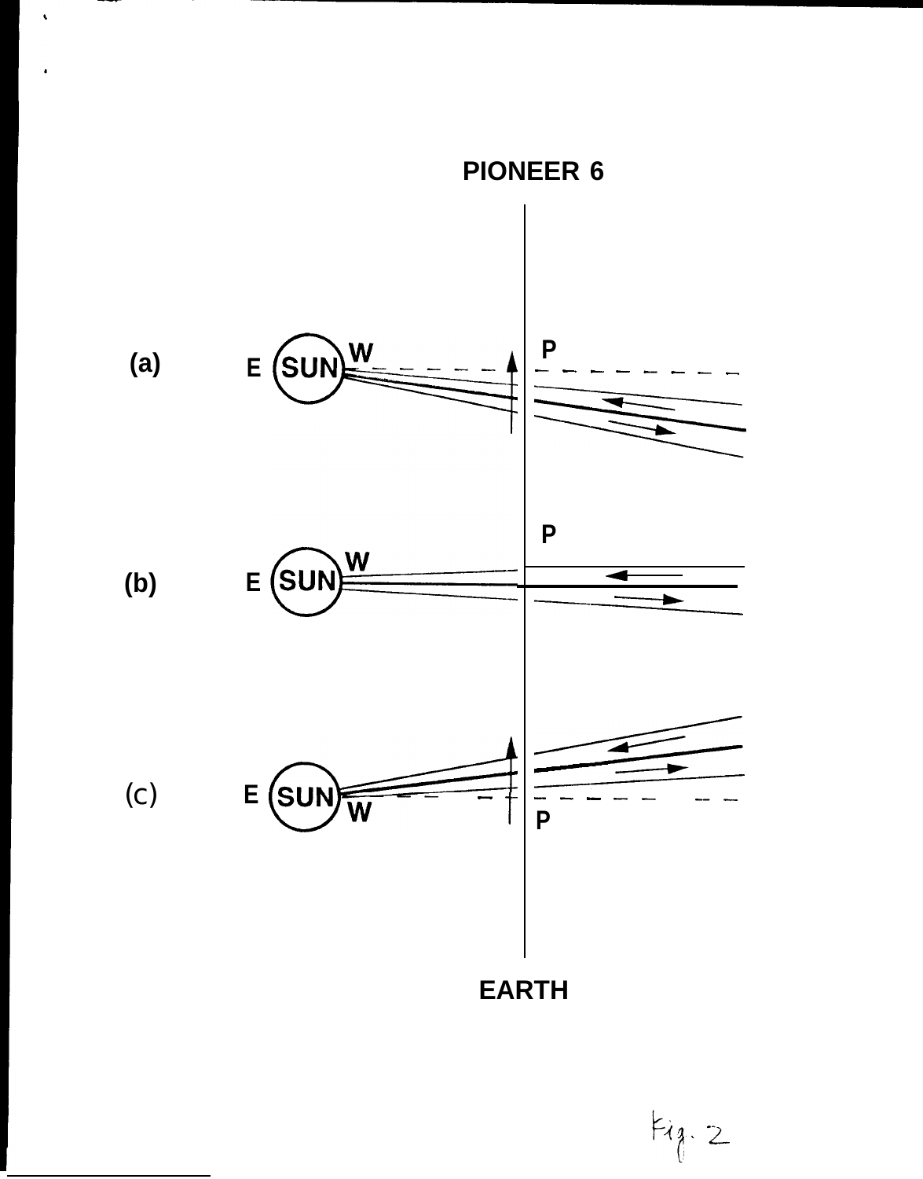PIONEER 6

(a)

E SUN W

P

(b)

E SUN W

P

(c)

E SUN W

P

EARTH

Fig. 2